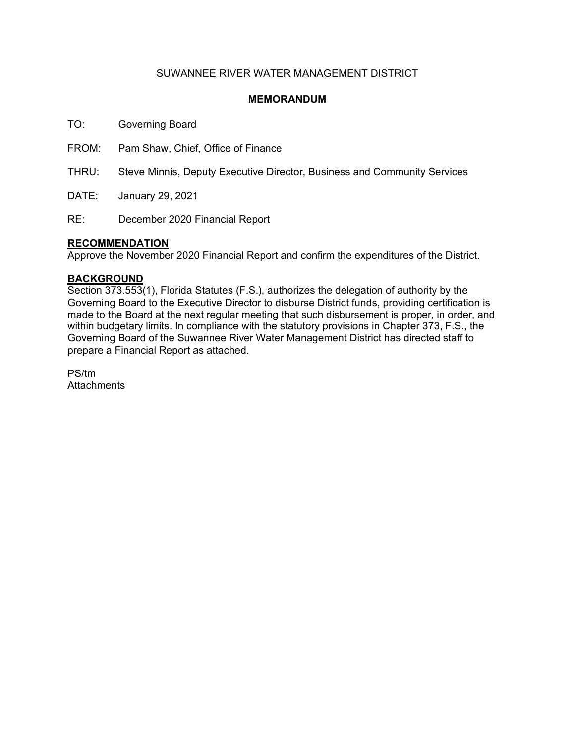SUWANNEE RIVER WATER MANAGEMENT DISTRICT

**MEMORANDUM**

TO: Governing Board

FROM: Pam Shaw, Chief, Office of Finance

THRU: Steve Minnis, Deputy Executive Director, Business and Community Services

DATE: January 29, 2021

RE: December 2020 Financial Report

**RECOMMENDATION**

Approve the November 2020 Financial Report and confirm the expenditures of the District.

**BACKGROUND**

Section 373.553(1), Florida Statutes (F.S.), authorizes the delegation of authority by the Governing Board to the Executive Director to disburse District funds, providing certification is made to the Board at the next regular meeting that such disbursement is proper, in order, and within budgetary limits. In compliance with the statutory provisions in Chapter 373, F.S., the Governing Board of the Suwannee River Water Management District has directed staff to prepare a Financial Report as attached.

PS/tm
Attachments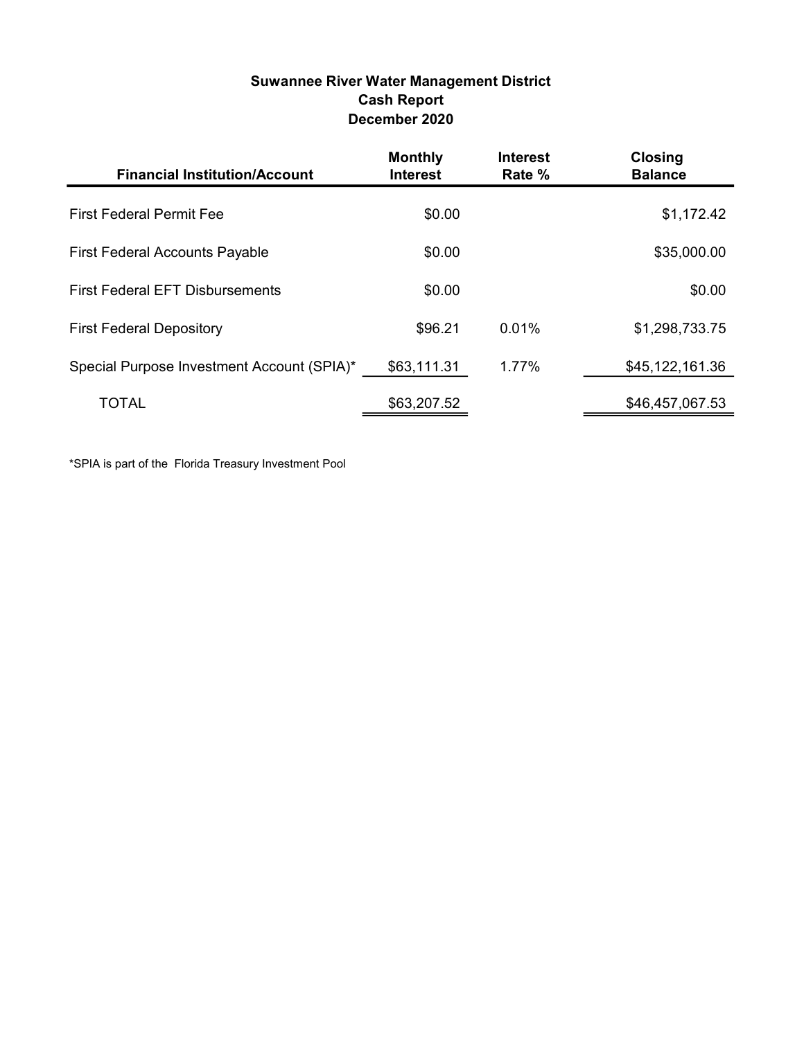**Suwannee River Water Management District**
**Cash Report**
**December 2020**

| Financial Institution/Account | Monthly Interest | Interest Rate % | Closing Balance |
|---|---|---|---|
| First Federal Permit Fee | $0.00 | | $1,172.42 |
| First Federal Accounts Payable | $0.00 | | $35,000.00 |
| First Federal EFT Disbursements | $0.00 | | $0.00 |
| First Federal Depository | $96.21 | 0.01% | $1,298,733.75 |
| Special Purpose Investment Account (SPIA)* | $63,111.31 | 1.77% | $45,122,161.36 |
| TOTAL | $63,207.52 | | $46,457,067.53 |

*SPIA is part of the Florida Treasury Investment Pool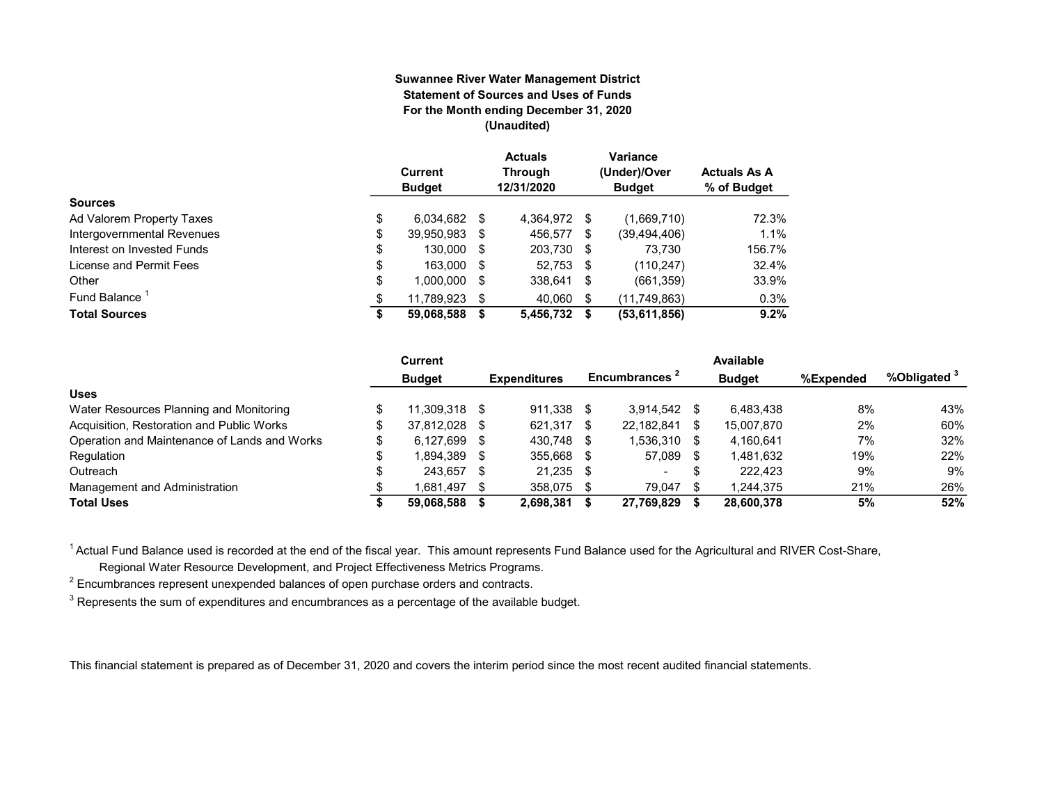**Suwannee River Water Management District**
**Statement of Sources and Uses of Funds**
**For the Month ending December 31, 2020**
**(Unaudited)**

| | Current Budget | Actuals Through 12/31/2020 | Variance (Under)/Over Budget | Actuals As A % of Budget |
|---|---|---|---|---|
| **Sources** | | | | |
| Ad Valorem Property Taxes | $ 6,034,682 | $ 4,364,972 | $ (1,669,710) | 72.3% |
| Intergovernmental Revenues | $ 39,950,983 | $ 456,577 | $ (39,494,406) | 1.1% |
| Interest on Invested Funds | $ 130,000 | $ 203,730 | $ 73,730 | 156.7% |
| License and Permit Fees | $ 163,000 | $ 52,753 | $ (110,247) | 32.4% |
| Other | $ 1,000,000 | $ 338,641 | $ (661,359) | 33.9% |
| Fund Balance [1] | $ 11,789,923 | $ 40,060 | $ (11,749,863) | 0.3% |
| **Total Sources** | **$ 59,068,588** | **$ 5,456,732** | **$ (53,611,856)** | **9.2%** |

| | Current Budget | Expenditures | Encumbrances [2] | Available Budget | %Expended | %Obligated [3] |
|---|---|---|---|---|---|---|
| **Uses** | | | | | | |
| Water Resources Planning and Monitoring | $ 11,309,318 | $ 911,338 | $ 3,914,542 | $ 6,483,438 | 8% | 43% |
| Acquisition, Restoration and Public Works | $ 37,812,028 | $ 621,317 | $ 22,182,841 | $ 15,007,870 | 2% | 60% |
| Operation and Maintenance of Lands and Works | $ 6,127,699 | $ 430,748 | $ 1,536,310 | $ 4,160,641 | 7% | 32% |
| Regulation | $ 1,894,389 | $ 355,668 | $ 57,089 | $ 1,481,632 | 19% | 22% |
| Outreach | $ 243,657 | $ 21,235 | $ - | $ 222,423 | 9% | 9% |
| Management and Administration | $ 1,681,497 | $ 358,075 | $ 79,047 | $ 1,244,375 | 21% | 26% |
| **Total Uses** | **$ 59,068,588** | **$ 2,698,381** | **$ 27,769,829** | **$ 28,600,378** | **5%** | **52%** |

[1] Actual Fund Balance used is recorded at the end of the fiscal year. This amount represents Fund Balance used for the Agricultural and RIVER Cost-Share, Regional Water Resource Development, and Project Effectiveness Metrics Programs.

[2] Encumbrances represent unexpended balances of open purchase orders and contracts.

[3] Represents the sum of expenditures and encumbrances as a percentage of the available budget.

This financial statement is prepared as of December 31, 2020 and covers the interim period since the most recent audited financial statements.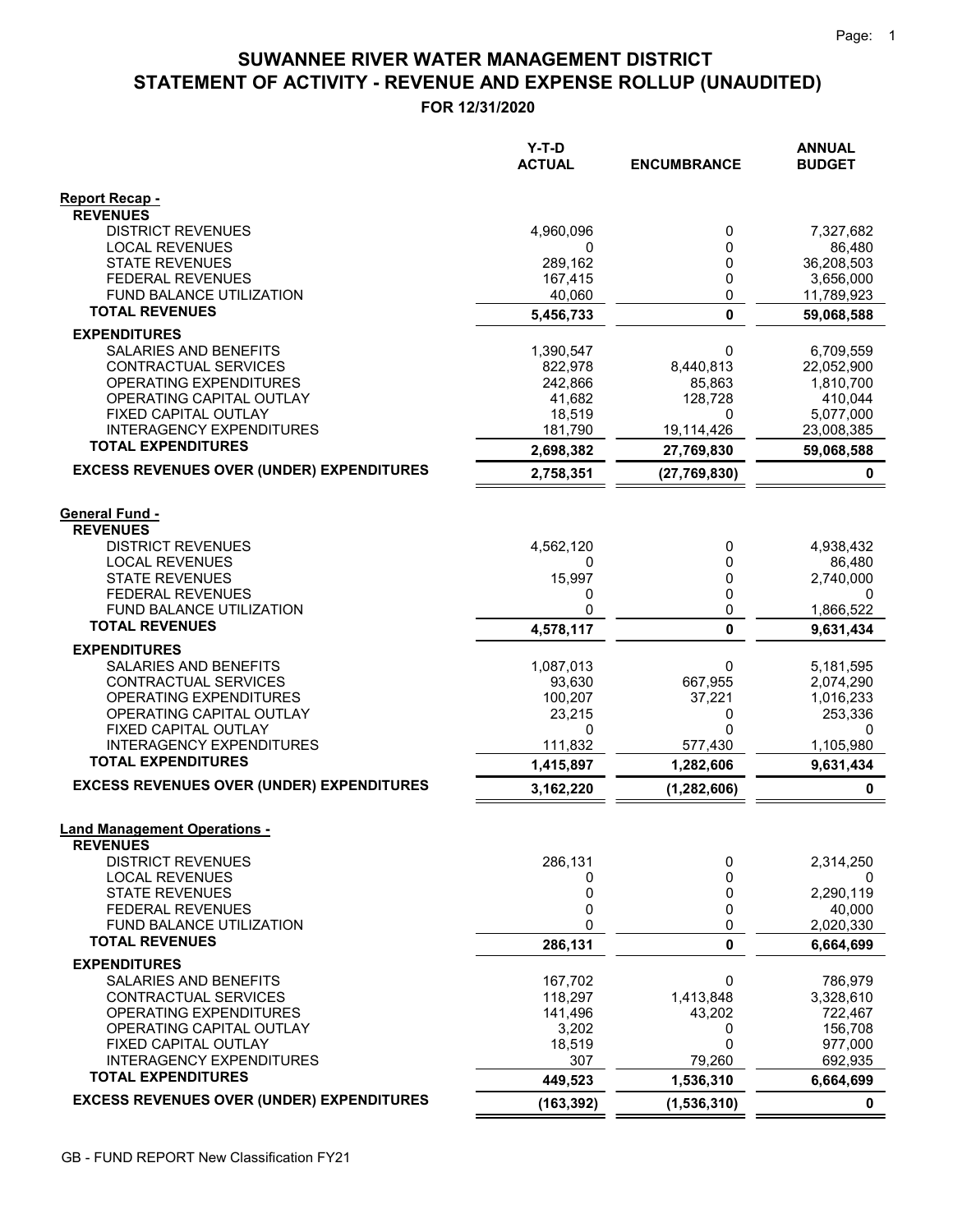# SUWANNEE RIVER WATER MANAGEMENT DISTRICT

## STATEMENT OF ACTIVITY - REVENUE AND EXPENSE ROLLUP (UNAUDITED)

### FOR 12/31/2020

| | Y-T-D ACTUAL | ENCUMBRANCE | ANNUAL BUDGET |
|---|---|---|---|
| **Report Recap -** | | | |
| **REVENUES** | | | |
| DISTRICT REVENUES | 4,960,096 | 0 | 7,327,682 |
| LOCAL REVENUES | 0 | 0 | 86,480 |
| STATE REVENUES | 289,162 | 0 | 36,208,503 |
| FEDERAL REVENUES | 167,415 | 0 | 3,656,000 |
| FUND BALANCE UTILIZATION | 40,060 | 0 | 11,789,923 |
| **TOTAL REVENUES** | **5,456,733** | **0** | **59,068,588** |
| **EXPENDITURES** | | | |
| SALARIES AND BENEFITS | 1,390,547 | 0 | 6,709,559 |
| CONTRACTUAL SERVICES | 822,978 | 8,440,813 | 22,052,900 |
| OPERATING EXPENDITURES | 242,866 | 85,863 | 1,810,700 |
| OPERATING CAPITAL OUTLAY | 41,682 | 128,728 | 410,044 |
| FIXED CAPITAL OUTLAY | 18,519 | 0 | 5,077,000 |
| INTERAGENCY EXPENDITURES | 181,790 | 19,114,426 | 23,008,385 |
| **TOTAL EXPENDITURES** | **2,698,382** | **27,769,830** | **59,068,588** |
| **EXCESS REVENUES OVER (UNDER) EXPENDITURES** | **2,758,351** | **(27,769,830)** | **0** |
| **General Fund -** | | | |
| **REVENUES** | | | |
| DISTRICT REVENUES | 4,562,120 | 0 | 4,938,432 |
| LOCAL REVENUES | 0 | 0 | 86,480 |
| STATE REVENUES | 15,997 | 0 | 2,740,000 |
| FEDERAL REVENUES | 0 | 0 | 0 |
| FUND BALANCE UTILIZATION | 0 | 0 | 1,866,522 |
| **TOTAL REVENUES** | **4,578,117** | **0** | **9,631,434** |
| **EXPENDITURES** | | | |
| SALARIES AND BENEFITS | 1,087,013 | 0 | 5,181,595 |
| CONTRACTUAL SERVICES | 93,630 | 667,955 | 2,074,290 |
| OPERATING EXPENDITURES | 100,207 | 37,221 | 1,016,233 |
| OPERATING CAPITAL OUTLAY | 23,215 | 0 | 253,336 |
| FIXED CAPITAL OUTLAY | 0 | 0 | 0 |
| INTERAGENCY EXPENDITURES | 111,832 | 577,430 | 1,105,980 |
| **TOTAL EXPENDITURES** | **1,415,897** | **1,282,606** | **9,631,434** |
| **EXCESS REVENUES OVER (UNDER) EXPENDITURES** | **3,162,220** | **(1,282,606)** | **0** |
| **Land Management Operations -** | | | |
| **REVENUES** | | | |
| DISTRICT REVENUES | 286,131 | 0 | 2,314,250 |
| LOCAL REVENUES | 0 | 0 | 0 |
| STATE REVENUES | 0 | 0 | 2,290,119 |
| FEDERAL REVENUES | 0 | 0 | 40,000 |
| FUND BALANCE UTILIZATION | 0 | 0 | 2,020,330 |
| **TOTAL REVENUES** | **286,131** | **0** | **6,664,699** |
| **EXPENDITURES** | | | |
| SALARIES AND BENEFITS | 167,702 | 0 | 786,979 |
| CONTRACTUAL SERVICES | 118,297 | 1,413,848 | 3,328,610 |
| OPERATING EXPENDITURES | 141,496 | 43,202 | 722,467 |
| OPERATING CAPITAL OUTLAY | 3,202 | 0 | 156,708 |
| FIXED CAPITAL OUTLAY | 18,519 | 0 | 977,000 |
| INTERAGENCY EXPENDITURES | 307 | 79,260 | 692,935 |
| **TOTAL EXPENDITURES** | **449,523** | **1,536,310** | **6,664,699** |
| **EXCESS REVENUES OVER (UNDER) EXPENDITURES** | **(163,392)** | **(1,536,310)** | **0** |

GB - FUND REPORT New Classification FY21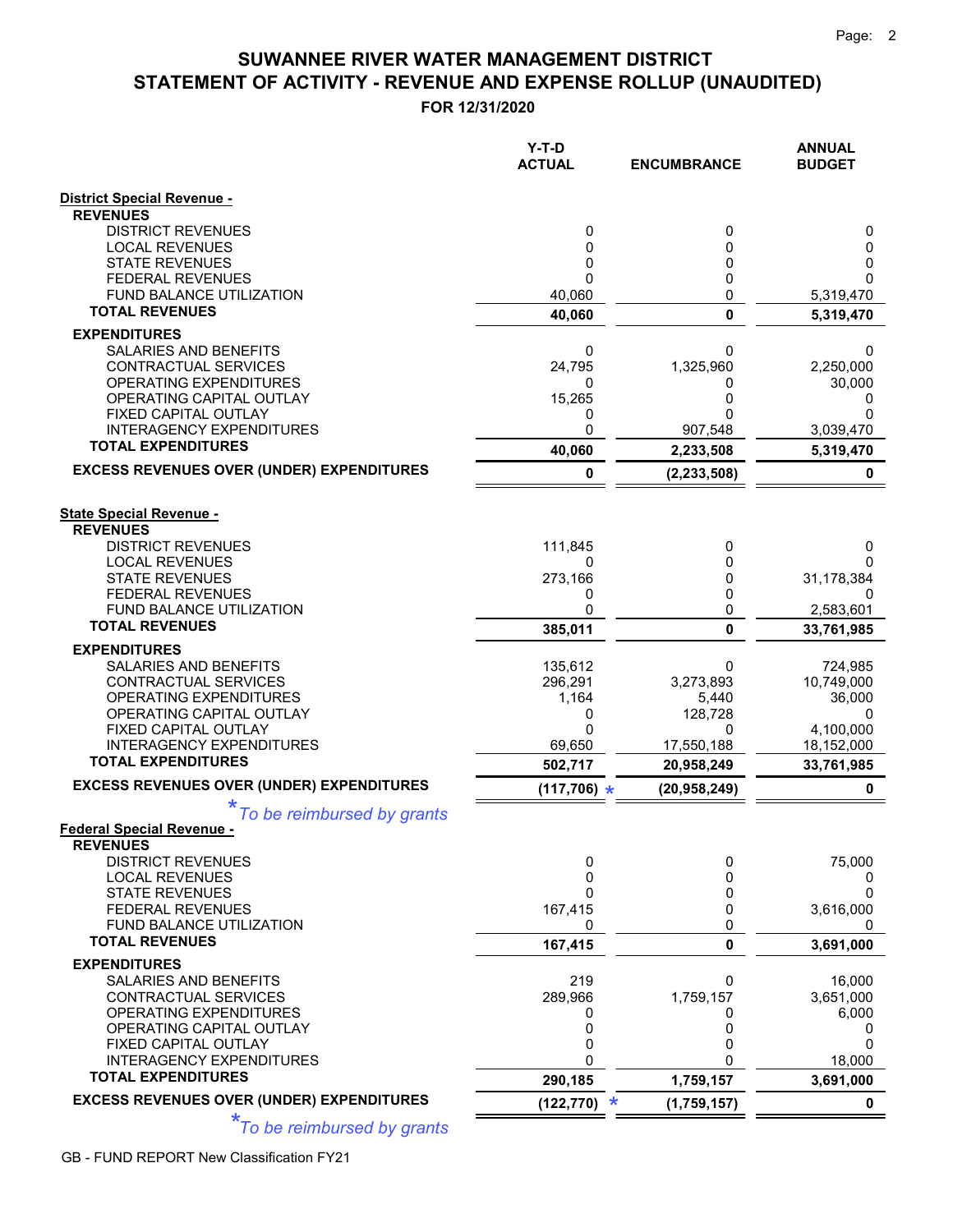# SUWANNEE RIVER WATER MANAGEMENT DISTRICT
## STATEMENT OF ACTIVITY - REVENUE AND EXPENSE ROLLUP (UNAUDITED)
### FOR 12/31/2020

| | Y-T-D ACTUAL | ENCUMBRANCE | ANNUAL BUDGET |
|---|---|---|---|
| **District Special Revenue -** | | | |
| **REVENUES** | | | |
| DISTRICT REVENUES | 0 | 0 | 0 |
| LOCAL REVENUES | 0 | 0 | 0 |
| STATE REVENUES | 0 | 0 | 0 |
| FEDERAL REVENUES | 0 | 0 | 0 |
| FUND BALANCE UTILIZATION | 40,060 | 0 | 5,319,470 |
| **TOTAL REVENUES** | **40,060** | **0** | **5,319,470** |
| **EXPENDITURES** | | | |
| SALARIES AND BENEFITS | 0 | 0 | 0 |
| CONTRACTUAL SERVICES | 24,795 | 1,325,960 | 2,250,000 |
| OPERATING EXPENDITURES | 0 | 0 | 30,000 |
| OPERATING CAPITAL OUTLAY | 15,265 | 0 | 0 |
| FIXED CAPITAL OUTLAY | 0 | 0 | 0 |
| INTERAGENCY EXPENDITURES | 0 | 907,548 | 3,039,470 |
| **TOTAL EXPENDITURES** | **40,060** | **2,233,508** | **5,319,470** |
| **EXCESS REVENUES OVER (UNDER) EXPENDITURES** | **0** | **(2,233,508)** | **0** |
| **State Special Revenue -** | | | |
| **REVENUES** | | | |
| DISTRICT REVENUES | 111,845 | 0 | 0 |
| LOCAL REVENUES | 0 | 0 | 0 |
| STATE REVENUES | 273,166 | 0 | 31,178,384 |
| FEDERAL REVENUES | 0 | 0 | 0 |
| FUND BALANCE UTILIZATION | 0 | 0 | 2,583,601 |
| **TOTAL REVENUES** | **385,011** | **0** | **33,761,985** |
| **EXPENDITURES** | | | |
| SALARIES AND BENEFITS | 135,612 | 0 | 724,985 |
| CONTRACTUAL SERVICES | 296,291 | 3,273,893 | 10,749,000 |
| OPERATING EXPENDITURES | 1,164 | 5,440 | 36,000 |
| OPERATING CAPITAL OUTLAY | 0 | 128,728 | 0 |
| FIXED CAPITAL OUTLAY | 0 | 0 | 4,100,000 |
| INTERAGENCY EXPENDITURES | 69,650 | 17,550,188 | 18,152,000 |
| **TOTAL EXPENDITURES** | **502,717** | **20,958,249** | **33,761,985** |
| **EXCESS REVENUES OVER (UNDER) EXPENDITURES** | **(117,706)** * | **(20,958,249)** | **0** |
| *To be reimbursed by grants* | | | |
| **Federal Special Revenue -** | | | |
| **REVENUES** | | | |
| DISTRICT REVENUES | 0 | 0 | 75,000 |
| LOCAL REVENUES | 0 | 0 | 0 |
| STATE REVENUES | 0 | 0 | 0 |
| FEDERAL REVENUES | 167,415 | 0 | 3,616,000 |
| FUND BALANCE UTILIZATION | 0 | 0 | 0 |
| **TOTAL REVENUES** | **167,415** | **0** | **3,691,000** |
| **EXPENDITURES** | | | |
| SALARIES AND BENEFITS | 219 | 0 | 16,000 |
| CONTRACTUAL SERVICES | 289,966 | 1,759,157 | 3,651,000 |
| OPERATING EXPENDITURES | 0 | 0 | 6,000 |
| OPERATING CAPITAL OUTLAY | 0 | 0 | 0 |
| FIXED CAPITAL OUTLAY | 0 | 0 | 0 |
| INTERAGENCY EXPENDITURES | 0 | 0 | 18,000 |
| **TOTAL EXPENDITURES** | **290,185** | **1,759,157** | **3,691,000** |
| **EXCESS REVENUES OVER (UNDER) EXPENDITURES** | **(122,770)** * | **(1,759,157)** | **0** |

*To be reimbursed by grants

GB - FUND REPORT New Classification FY21